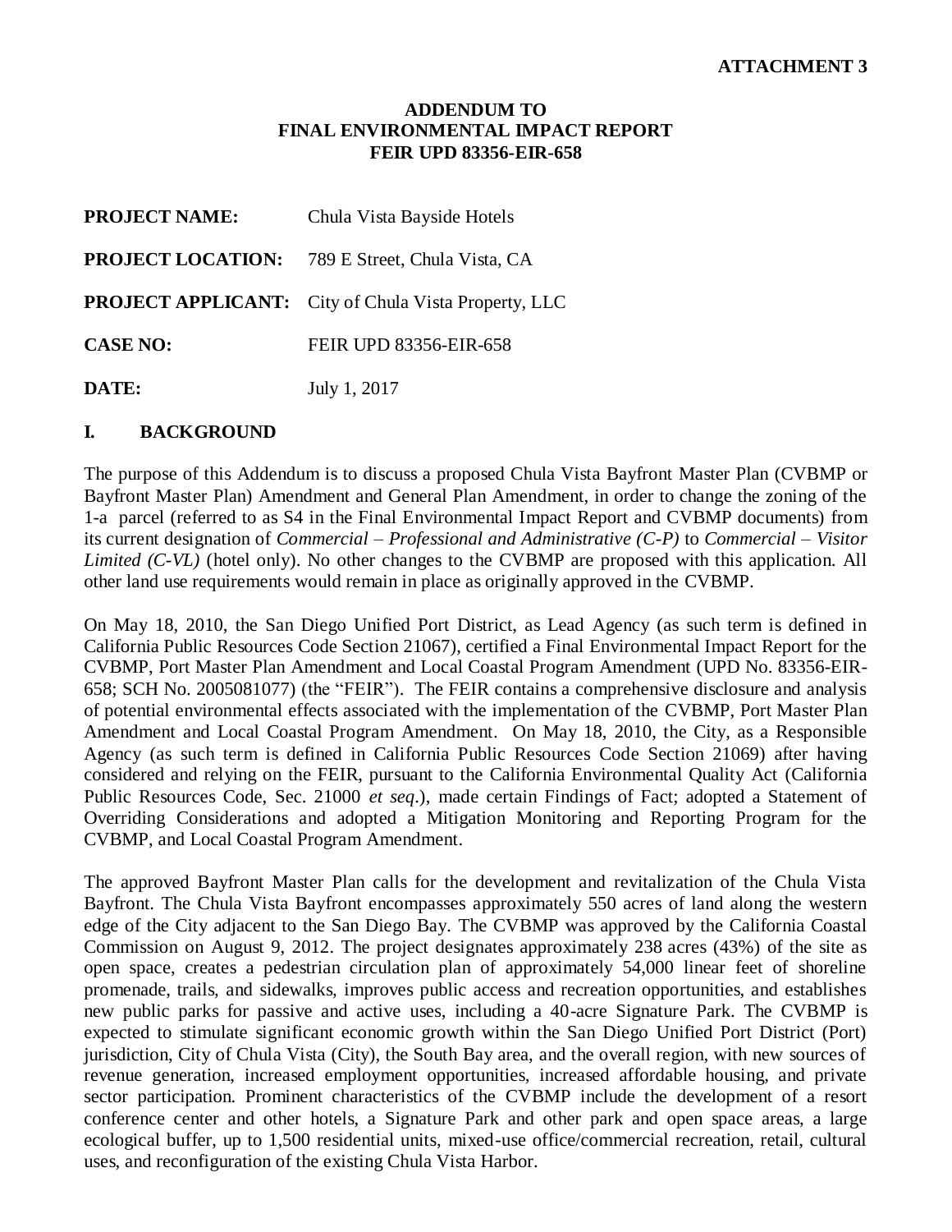**ATTACHMENT 3**

# ADDENDUM TO FINAL ENVIRONMENTAL IMPACT REPORT FEIR UPD 83356-EIR-658

**PROJECT NAME:** Chula Vista Bayside Hotels

**PROJECT LOCATION:** 789 E Street, Chula Vista, CA

**PROJECT APPLICANT:** City of Chula Vista Property, LLC

**CASE NO:** FEIR UPD 83356-EIR-658

**DATE:** July 1, 2017

## I. BACKGROUND

The purpose of this Addendum is to discuss a proposed Chula Vista Bayfront Master Plan (CVBMP or Bayfront Master Plan) Amendment and General Plan Amendment, in order to change the zoning of the 1-a parcel (referred to as S4 in the Final Environmental Impact Report and CVBMP documents) from its current designation of *Commercial – Professional and Administrative (C-P)* to *Commercial – Visitor Limited (C-VL)* (hotel only). No other changes to the CVBMP are proposed with this application. All other land use requirements would remain in place as originally approved in the CVBMP.

On May 18, 2010, the San Diego Unified Port District, as Lead Agency (as such term is defined in California Public Resources Code Section 21067), certified a Final Environmental Impact Report for the CVBMP, Port Master Plan Amendment and Local Coastal Program Amendment (UPD No. 83356-EIR-658; SCH No. 2005081077) (the "FEIR"). The FEIR contains a comprehensive disclosure and analysis of potential environmental effects associated with the implementation of the CVBMP, Port Master Plan Amendment and Local Coastal Program Amendment. On May 18, 2010, the City, as a Responsible Agency (as such term is defined in California Public Resources Code Section 21069) after having considered and relying on the FEIR, pursuant to the California Environmental Quality Act (California Public Resources Code, Sec. 21000 *et seq*.), made certain Findings of Fact; adopted a Statement of Overriding Considerations and adopted a Mitigation Monitoring and Reporting Program for the CVBMP, and Local Coastal Program Amendment.

The approved Bayfront Master Plan calls for the development and revitalization of the Chula Vista Bayfront. The Chula Vista Bayfront encompasses approximately 550 acres of land along the western edge of the City adjacent to the San Diego Bay. The CVBMP was approved by the California Coastal Commission on August 9, 2012. The project designates approximately 238 acres (43%) of the site as open space, creates a pedestrian circulation plan of approximately 54,000 linear feet of shoreline promenade, trails, and sidewalks, improves public access and recreation opportunities, and establishes new public parks for passive and active uses, including a 40-acre Signature Park. The CVBMP is expected to stimulate significant economic growth within the San Diego Unified Port District (Port) jurisdiction, City of Chula Vista (City), the South Bay area, and the overall region, with new sources of revenue generation, increased employment opportunities, increased affordable housing, and private sector participation. Prominent characteristics of the CVBMP include the development of a resort conference center and other hotels, a Signature Park and other park and open space areas, a large ecological buffer, up to 1,500 residential units, mixed-use office/commercial recreation, retail, cultural uses, and reconfiguration of the existing Chula Vista Harbor.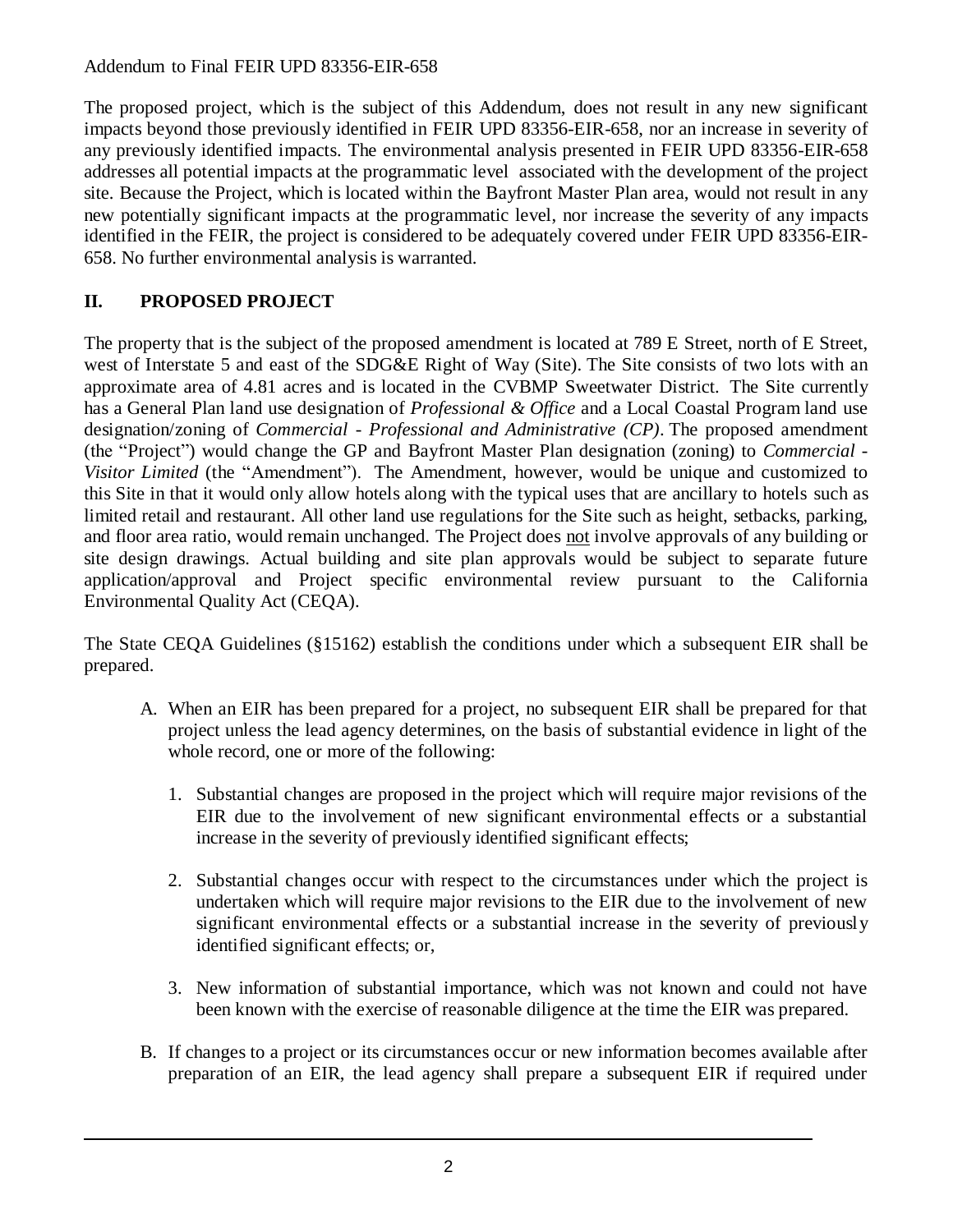The proposed project, which is the subject of this Addendum, does not result in any new significant impacts beyond those previously identified in FEIR UPD 83356-EIR-658, nor an increase in severity of any previously identified impacts. The environmental analysis presented in FEIR UPD 83356-EIR-658 addresses all potential impacts at the programmatic level associated with the development of the project site. Because the Project, which is located within the Bayfront Master Plan area, would not result in any new potentially significant impacts at the programmatic level, nor increase the severity of any impacts identified in the FEIR, the project is considered to be adequately covered under FEIR UPD 83356-EIR-658. No further environmental analysis is warranted.

## II. PROPOSED PROJECT

The property that is the subject of the proposed amendment is located at 789 E Street, north of E Street, west of Interstate 5 and east of the SDG&E Right of Way (Site). The Site consists of two lots with an approximate area of 4.81 acres and is located in the CVBMP Sweetwater District. The Site currently has a General Plan land use designation of *Professional & Office* and a Local Coastal Program land use designation/zoning of *Commercial - Professional and Administrative (CP)*. The proposed amendment (the "Project") would change the GP and Bayfront Master Plan designation (zoning) to *Commercial - Visitor Limited* (the "Amendment"). The Amendment, however, would be unique and customized to this Site in that it would only allow hotels along with the typical uses that are ancillary to hotels such as limited retail and restaurant. All other land use regulations for the Site such as height, setbacks, parking, and floor area ratio, would remain unchanged. The Project does not involve approvals of any building or site design drawings. Actual building and site plan approvals would be subject to separate future application/approval and Project specific environmental review pursuant to the California Environmental Quality Act (CEQA).

The State CEQA Guidelines (§15162) establish the conditions under which a subsequent EIR shall be prepared.

A. When an EIR has been prepared for a project, no subsequent EIR shall be prepared for that project unless the lead agency determines, on the basis of substantial evidence in light of the whole record, one or more of the following:

   1. Substantial changes are proposed in the project which will require major revisions of the EIR due to the involvement of new significant environmental effects or a substantial increase in the severity of previously identified significant effects;

   2. Substantial changes occur with respect to the circumstances under which the project is undertaken which will require major revisions to the EIR due to the involvement of new significant environmental effects or a substantial increase in the severity of previously identified significant effects; or,

   3. New information of substantial importance, which was not known and could not have been known with the exercise of reasonable diligence at the time the EIR was prepared.

B. If changes to a project or its circumstances occur or new information becomes available after preparation of an EIR, the lead agency shall prepare a subsequent EIR if required under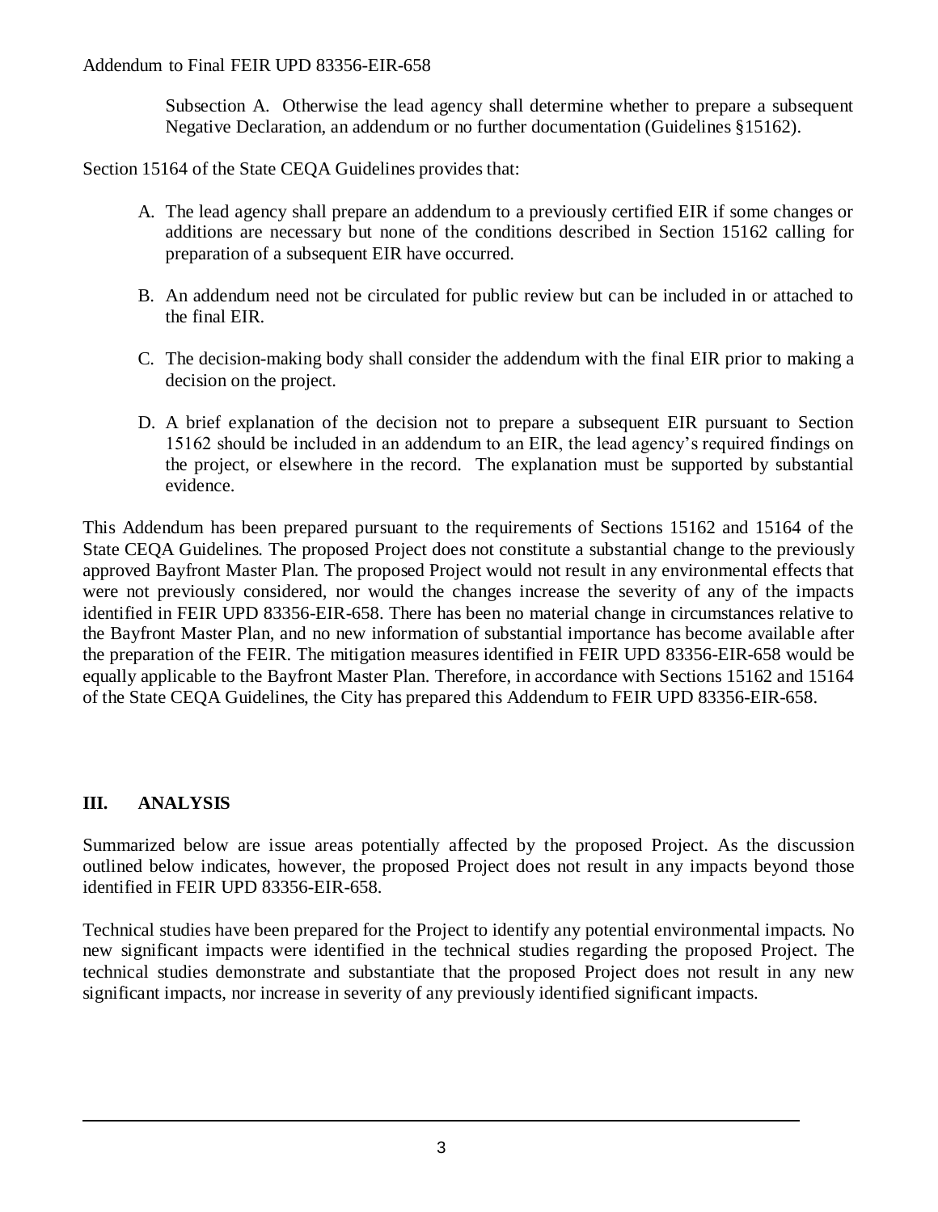Subsection A. Otherwise the lead agency shall determine whether to prepare a subsequent Negative Declaration, an addendum or no further documentation (Guidelines §15162).

Section 15164 of the State CEQA Guidelines provides that:

A. The lead agency shall prepare an addendum to a previously certified EIR if some changes or additions are necessary but none of the conditions described in Section 15162 calling for preparation of a subsequent EIR have occurred.

B. An addendum need not be circulated for public review but can be included in or attached to the final EIR.

C. The decision-making body shall consider the addendum with the final EIR prior to making a decision on the project.

D. A brief explanation of the decision not to prepare a subsequent EIR pursuant to Section 15162 should be included in an addendum to an EIR, the lead agency's required findings on the project, or elsewhere in the record. The explanation must be supported by substantial evidence.

This Addendum has been prepared pursuant to the requirements of Sections 15162 and 15164 of the State CEQA Guidelines. The proposed Project does not constitute a substantial change to the previously approved Bayfront Master Plan. The proposed Project would not result in any environmental effects that were not previously considered, nor would the changes increase the severity of any of the impacts identified in FEIR UPD 83356-EIR-658. There has been no material change in circumstances relative to the Bayfront Master Plan, and no new information of substantial importance has become available after the preparation of the FEIR. The mitigation measures identified in FEIR UPD 83356-EIR-658 would be equally applicable to the Bayfront Master Plan. Therefore, in accordance with Sections 15162 and 15164 of the State CEQA Guidelines, the City has prepared this Addendum to FEIR UPD 83356-EIR-658.

## III. ANALYSIS

Summarized below are issue areas potentially affected by the proposed Project. As the discussion outlined below indicates, however, the proposed Project does not result in any impacts beyond those identified in FEIR UPD 83356-EIR-658.

Technical studies have been prepared for the Project to identify any potential environmental impacts. No new significant impacts were identified in the technical studies regarding the proposed Project. The technical studies demonstrate and substantiate that the proposed Project does not result in any new significant impacts, nor increase in severity of any previously identified significant impacts.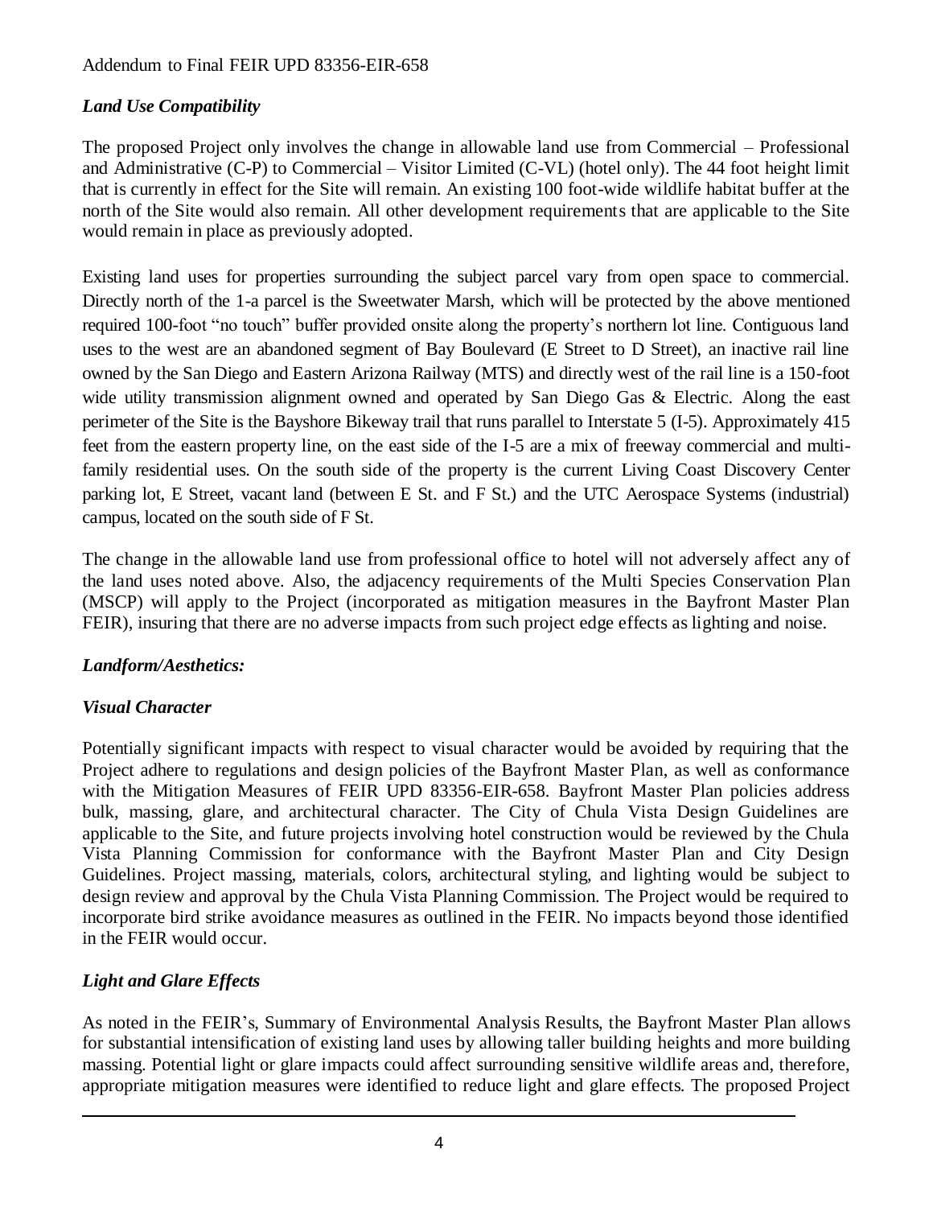### *Land Use Compatibility*

The proposed Project only involves the change in allowable land use from Commercial – Professional and Administrative (C-P) to Commercial – Visitor Limited (C-VL) (hotel only). The 44 foot height limit that is currently in effect for the Site will remain. An existing 100 foot-wide wildlife habitat buffer at the north of the Site would also remain. All other development requirements that are applicable to the Site would remain in place as previously adopted.

Existing land uses for properties surrounding the subject parcel vary from open space to commercial. Directly north of the 1-a parcel is the Sweetwater Marsh, which will be protected by the above mentioned required 100-foot "no touch" buffer provided onsite along the property's northern lot line. Contiguous land uses to the west are an abandoned segment of Bay Boulevard (E Street to D Street), an inactive rail line owned by the San Diego and Eastern Arizona Railway (MTS) and directly west of the rail line is a 150-foot wide utility transmission alignment owned and operated by San Diego Gas & Electric. Along the east perimeter of the Site is the Bayshore Bikeway trail that runs parallel to Interstate 5 (I-5). Approximately 415 feet from the eastern property line, on the east side of the I-5 are a mix of freeway commercial and multi-family residential uses. On the south side of the property is the current Living Coast Discovery Center parking lot, E Street, vacant land (between E St. and F St.) and the UTC Aerospace Systems (industrial) campus, located on the south side of F St.

The change in the allowable land use from professional office to hotel will not adversely affect any of the land uses noted above. Also, the adjacency requirements of the Multi Species Conservation Plan (MSCP) will apply to the Project (incorporated as mitigation measures in the Bayfront Master Plan FEIR), insuring that there are no adverse impacts from such project edge effects as lighting and noise.

### *Landform/Aesthetics:*

### *Visual Character*

Potentially significant impacts with respect to visual character would be avoided by requiring that the Project adhere to regulations and design policies of the Bayfront Master Plan, as well as conformance with the Mitigation Measures of FEIR UPD 83356-EIR-658. Bayfront Master Plan policies address bulk, massing, glare, and architectural character. The City of Chula Vista Design Guidelines are applicable to the Site, and future projects involving hotel construction would be reviewed by the Chula Vista Planning Commission for conformance with the Bayfront Master Plan and City Design Guidelines. Project massing, materials, colors, architectural styling, and lighting would be subject to design review and approval by the Chula Vista Planning Commission. The Project would be required to incorporate bird strike avoidance measures as outlined in the FEIR. No impacts beyond those identified in the FEIR would occur.

### *Light and Glare Effects*

As noted in the FEIR's, Summary of Environmental Analysis Results, the Bayfront Master Plan allows for substantial intensification of existing land uses by allowing taller building heights and more building massing. Potential light or glare impacts could affect surrounding sensitive wildlife areas and, therefore, appropriate mitigation measures were identified to reduce light and glare effects. The proposed Project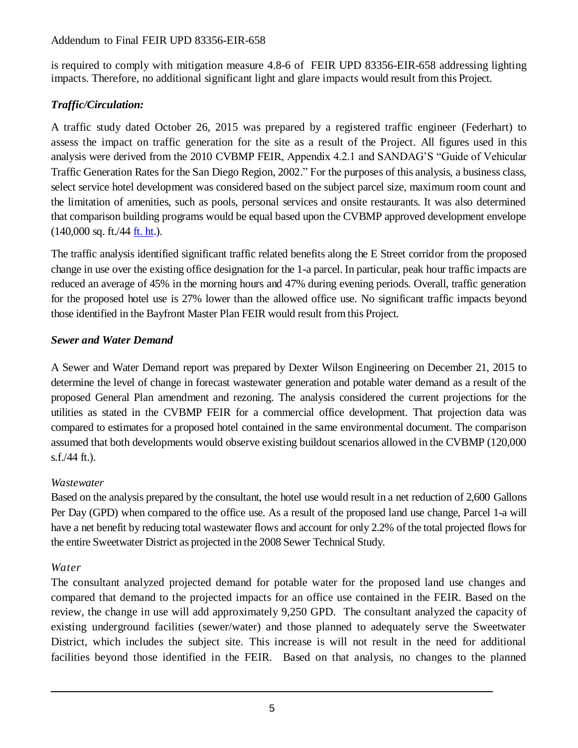is required to comply with mitigation measure 4.8-6 of FEIR UPD 83356-EIR-658 addressing lighting impacts. Therefore, no additional significant light and glare impacts would result from this Project.

***Traffic/Circulation:***

A traffic study dated October 26, 2015 was prepared by a registered traffic engineer (Federhart) to assess the impact on traffic generation for the site as a result of the Project. All figures used in this analysis were derived from the 2010 CVBMP FEIR, Appendix 4.2.1 and SANDAG'S "Guide of Vehicular Traffic Generation Rates for the San Diego Region, 2002." For the purposes of this analysis, a business class, select service hotel development was considered based on the subject parcel size, maximum room count and the limitation of amenities, such as pools, personal services and onsite restaurants. It was also determined that comparison building programs would be equal based upon the CVBMP approved development envelope (140,000 sq. ft./44 ft. ht.).

The traffic analysis identified significant traffic related benefits along the E Street corridor from the proposed change in use over the existing office designation for the 1-a parcel. In particular, peak hour traffic impacts are reduced an average of 45% in the morning hours and 47% during evening periods. Overall, traffic generation for the proposed hotel use is 27% lower than the allowed office use. No significant traffic impacts beyond those identified in the Bayfront Master Plan FEIR would result from this Project.

***Sewer and Water Demand***

A Sewer and Water Demand report was prepared by Dexter Wilson Engineering on December 21, 2015 to determine the level of change in forecast wastewater generation and potable water demand as a result of the proposed General Plan amendment and rezoning. The analysis considered the current projections for the utilities as stated in the CVBMP FEIR for a commercial office development. That projection data was compared to estimates for a proposed hotel contained in the same environmental document. The comparison assumed that both developments would observe existing buildout scenarios allowed in the CVBMP (120,000 s.f./44 ft.).

*Wastewater*

Based on the analysis prepared by the consultant, the hotel use would result in a net reduction of 2,600 Gallons Per Day (GPD) when compared to the office use. As a result of the proposed land use change, Parcel 1-a will have a net benefit by reducing total wastewater flows and account for only 2.2% of the total projected flows for the entire Sweetwater District as projected in the 2008 Sewer Technical Study.

*Water*

The consultant analyzed projected demand for potable water for the proposed land use changes and compared that demand to the projected impacts for an office use contained in the FEIR. Based on the review, the change in use will add approximately 9,250 GPD. The consultant analyzed the capacity of existing underground facilities (sewer/water) and those planned to adequately serve the Sweetwater District, which includes the subject site. This increase is will not result in the need for additional facilities beyond those identified in the FEIR. Based on that analysis, no changes to the planned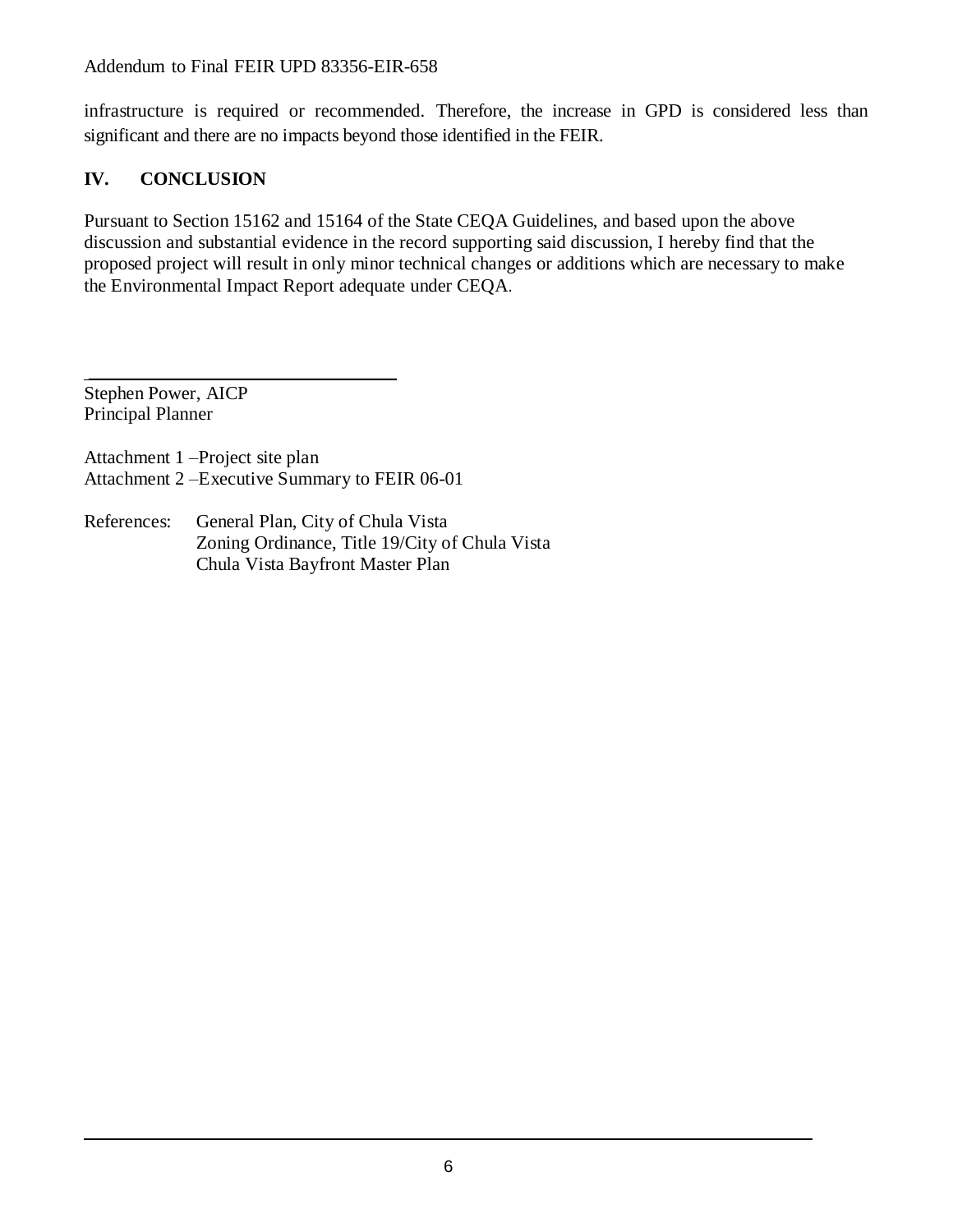infrastructure is required or recommended. Therefore, the increase in GPD is considered less than significant and there are no impacts beyond those identified in the FEIR.

## IV. CONCLUSION

Pursuant to Section 15162 and 15164 of the State CEQA Guidelines, and based upon the above discussion and substantial evidence in the record supporting said discussion, I hereby find that the proposed project will result in only minor technical changes or additions which are necessary to make the Environmental Impact Report adequate under CEQA.

\_\_\_\_\_\_\_\_\_\_\_\_\_\_\_\_\_\_\_\_\_\_\_\_\_\_\_\_\_\_\_\_\_\_

Stephen Power, AICP
Principal Planner

Attachment 1 –Project site plan
Attachment 2 –Executive Summary to FEIR 06-01

References: General Plan, City of Chula Vista
Zoning Ordinance, Title 19/City of Chula Vista
Chula Vista Bayfront Master Plan